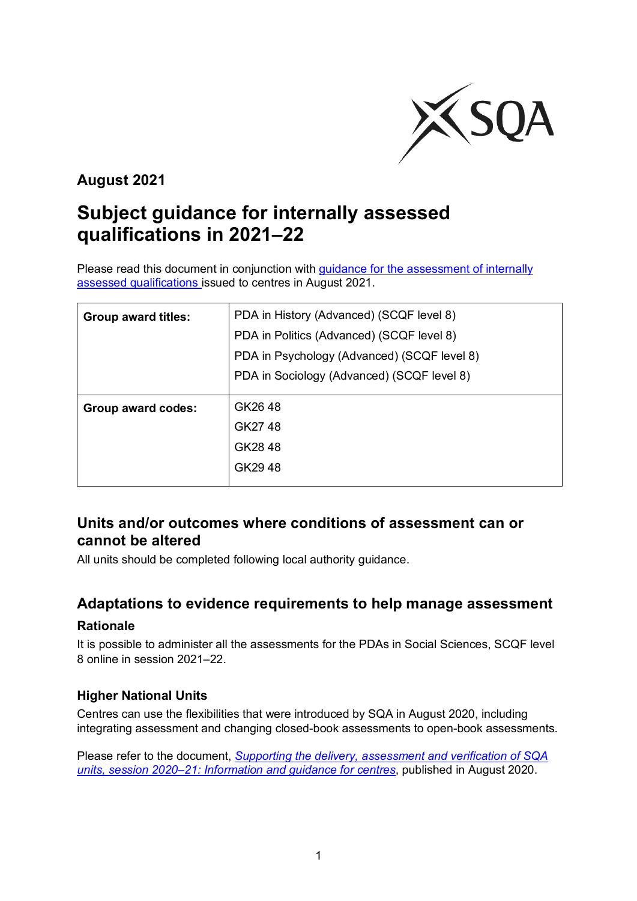**August 2021**

# Subject guidance for internally assessed qualifications in 2021–22

Please read this document in conjunction with [guidance for the assessment of internally assessed qualifications](#) issued to centres in August 2021.

| | |
|---|---|
| **Group award titles:** | PDA in History (Advanced) (SCQF level 8)<br>PDA in Politics (Advanced) (SCQF level 8)<br>PDA in Psychology (Advanced) (SCQF level 8)<br>PDA in Sociology (Advanced) (SCQF level 8) |
| **Group award codes:** | GK26 48<br>GK27 48<br>GK28 48<br>GK29 48 |

## Units and/or outcomes where conditions of assessment can or cannot be altered

All units should be completed following local authority guidance.

## Adaptations to evidence requirements to help manage assessment

### Rationale

It is possible to administer all the assessments for the PDAs in Social Sciences, SCQF level 8 online in session 2021–22.

### Higher National Units

Centres can use the flexibilities that were introduced by SQA in August 2020, including integrating assessment and changing closed-book assessments to open-book assessments.

Please refer to the document, *[Supporting the delivery, assessment and verification of SQA units, session 2020–21: Information and guidance for centres](#)*, published in August 2020.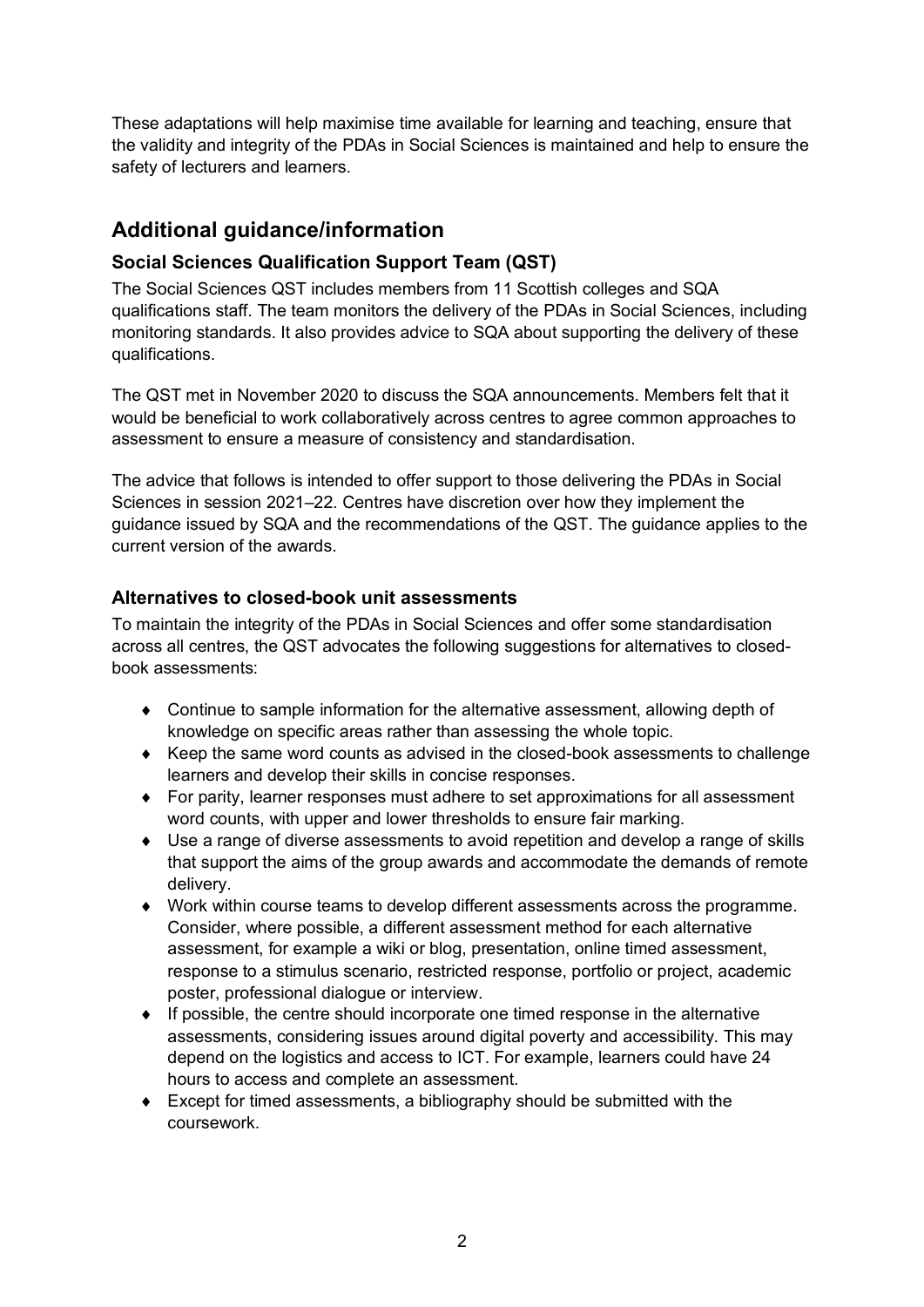These adaptations will help maximise time available for learning and teaching, ensure that the validity and integrity of the PDAs in Social Sciences is maintained and help to ensure the safety of lecturers and learners.

## Additional guidance/information

### Social Sciences Qualification Support Team (QST)

The Social Sciences QST includes members from 11 Scottish colleges and SQA qualifications staff. The team monitors the delivery of the PDAs in Social Sciences, including monitoring standards. It also provides advice to SQA about supporting the delivery of these qualifications.

The QST met in November 2020 to discuss the SQA announcements. Members felt that it would be beneficial to work collaboratively across centres to agree common approaches to assessment to ensure a measure of consistency and standardisation.

The advice that follows is intended to offer support to those delivering the PDAs in Social Sciences in session 2021–22. Centres have discretion over how they implement the guidance issued by SQA and the recommendations of the QST. The guidance applies to the current version of the awards.

### Alternatives to closed-book unit assessments

To maintain the integrity of the PDAs in Social Sciences and offer some standardisation across all centres, the QST advocates the following suggestions for alternatives to closed-book assessments:

- Continue to sample information for the alternative assessment, allowing depth of knowledge on specific areas rather than assessing the whole topic.
- Keep the same word counts as advised in the closed-book assessments to challenge learners and develop their skills in concise responses.
- For parity, learner responses must adhere to set approximations for all assessment word counts, with upper and lower thresholds to ensure fair marking.
- Use a range of diverse assessments to avoid repetition and develop a range of skills that support the aims of the group awards and accommodate the demands of remote delivery.
- Work within course teams to develop different assessments across the programme. Consider, where possible, a different assessment method for each alternative assessment, for example a wiki or blog, presentation, online timed assessment, response to a stimulus scenario, restricted response, portfolio or project, academic poster, professional dialogue or interview.
- If possible, the centre should incorporate one timed response in the alternative assessments, considering issues around digital poverty and accessibility. This may depend on the logistics and access to ICT. For example, learners could have 24 hours to access and complete an assessment.
- Except for timed assessments, a bibliography should be submitted with the coursework.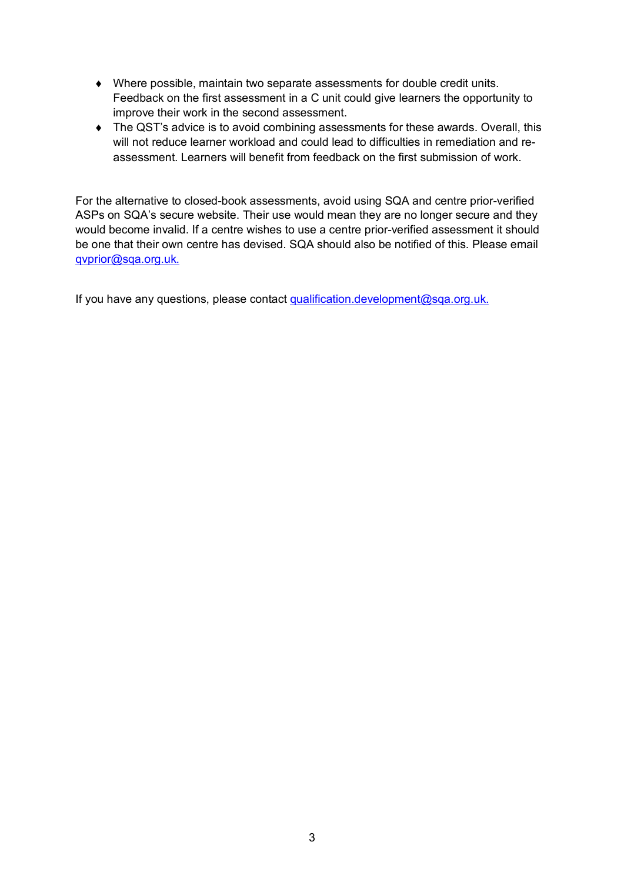- Where possible, maintain two separate assessments for double credit units. Feedback on the first assessment in a C unit could give learners the opportunity to improve their work in the second assessment.
- The QST's advice is to avoid combining assessments for these awards. Overall, this will not reduce learner workload and could lead to difficulties in remediation and re-assessment. Learners will benefit from feedback on the first submission of work.

For the alternative to closed-book assessments, avoid using SQA and centre prior-verified ASPs on SQA's secure website. Their use would mean they are no longer secure and they would become invalid. If a centre wishes to use a centre prior-verified assessment it should be one that their own centre has devised. SQA should also be notified of this. Please email [qvprior@sqa.org.uk.](mailto:qvprior@sqa.org.uk)

If you have any questions, please contact [qualification.development@sqa.org.uk.](mailto:qualification.development@sqa.org.uk)